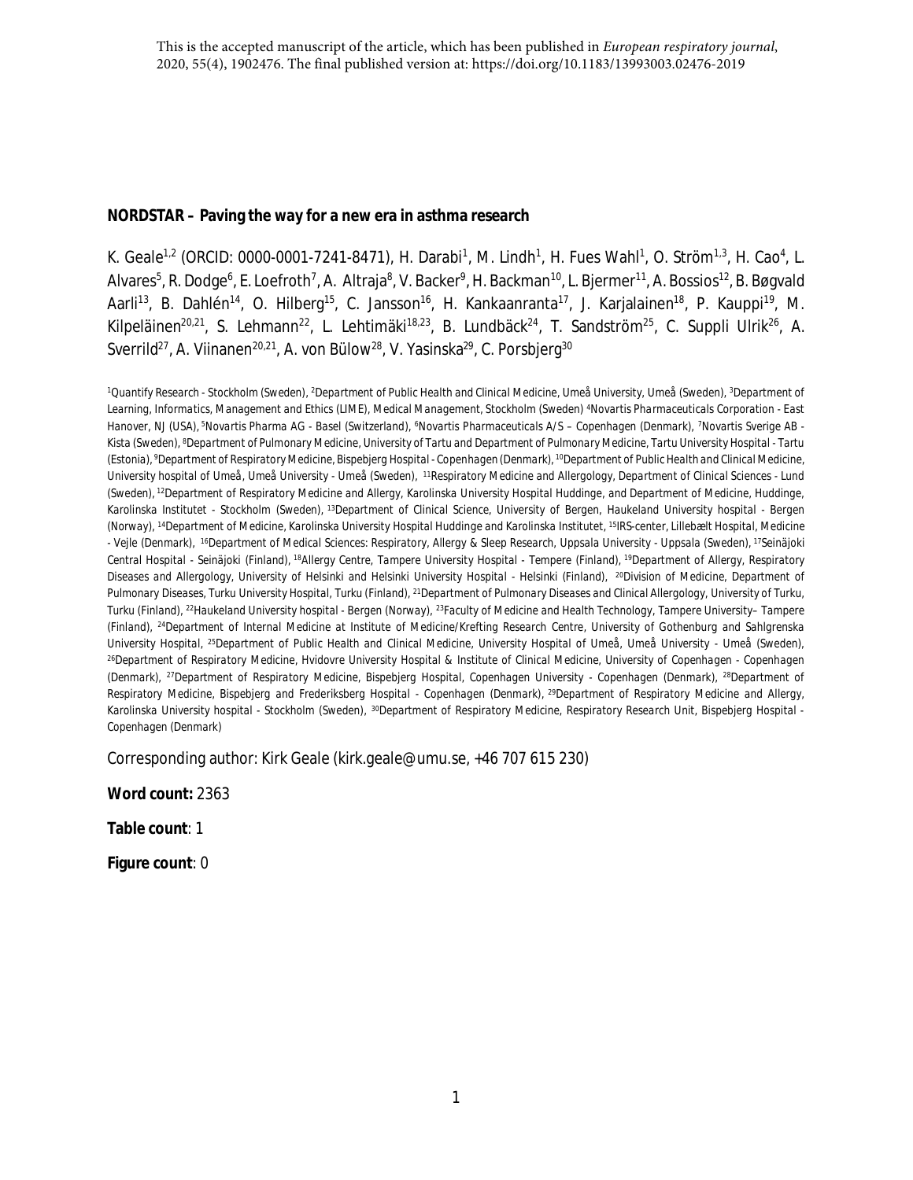This is the accepted manuscript of the article, which has been published in *European respiratory journal*, 2020, 55(4), 1902476. The final published version at: https://doi.org/10.1183/13993003.02476-2019

# NORDSTAR – Paving the way for a new era in asthma research

K. Geale[1,2] (ORCID: 0000-0001-7241-8471), H. Darabi[1], M. Lindh[1], H. Fues Wahl[1], O. Ström[1,3], H. Cao[4], L. Alvares[5], R. Dodge[6], E. Loefroth[7], A. Altraja[8], V. Backer[9], H. Backman[10], L. Bjermer[11], A. Bossios[12], B. Bøgvald Aarli[13], B. Dahlén[14], O. Hilberg[15], C. Jansson[16], H. Kankaanranta[17], J. Karjalainen[18], P. Kauppi[19], M. Kilpeläinen[20,21], S. Lehmann[22], L. Lehtimäki[18,23], B. Lundbäck[24], T. Sandström[25], C. Suppli Ulrik[26], A. Sverrild[27], A. Viinanen[20,21], A. von Bülow[28], V. Yasinska[29], C. Porsbjerg[30]

[1]Quantify Research - Stockholm (Sweden), [2]Department of Public Health and Clinical Medicine, Umeå University, Umeå (Sweden), [3]Department of Learning, Informatics, Management and Ethics (LIME), Medical Management, Stockholm (Sweden) [4]Novartis Pharmaceuticals Corporation - East Hanover, NJ (USA), [5]Novartis Pharma AG - Basel (Switzerland), [6]Novartis Pharmaceuticals A/S – Copenhagen (Denmark), [7]Novartis Sverige AB - Kista (Sweden), [8]Department of Pulmonary Medicine, University of Tartu and Department of Pulmonary Medicine, Tartu University Hospital - Tartu (Estonia), [9]Department of Respiratory Medicine, Bispebjerg Hospital - Copenhagen (Denmark), [10]Department of Public Health and Clinical Medicine, University hospital of Umeå, Umeå University - Umeå (Sweden), [11]Respiratory Medicine and Allergology, Department of Clinical Sciences - Lund (Sweden), [12]Department of Respiratory Medicine and Allergy, Karolinska University Hospital Huddinge, and Department of Medicine, Huddinge, Karolinska Institutet - Stockholm (Sweden), [13]Department of Clinical Science, University of Bergen, Haukeland University hospital - Bergen (Norway), [14]Department of Medicine, Karolinska University Hospital Huddinge and Karolinska Institutet, [15]IRS-center, Lillebælt Hospital, Medicine - Vejle (Denmark), [16]Department of Medical Sciences: Respiratory, Allergy & Sleep Research, Uppsala University - Uppsala (Sweden), [17]Seinäjoki Central Hospital - Seinäjoki (Finland), [18]Allergy Centre, Tampere University Hospital - Tempere (Finland), [19]Department of Allergy, Respiratory Diseases and Allergology, University of Helsinki and Helsinki University Hospital - Helsinki (Finland), [20]Division of Medicine, Department of Pulmonary Diseases, Turku University Hospital, Turku (Finland), [21]Department of Pulmonary Diseases and Clinical Allergology, University of Turku, Turku (Finland), [22]Haukeland University hospital - Bergen (Norway), [23]Faculty of Medicine and Health Technology, Tampere University– Tampere (Finland), [24]Department of Internal Medicine at Institute of Medicine/Krefting Research Centre, University of Gothenburg and Sahlgrenska University Hospital, [25]Department of Public Health and Clinical Medicine, University Hospital of Umeå, Umeå University - Umeå (Sweden), [26]Department of Respiratory Medicine, Hvidovre University Hospital & Institute of Clinical Medicine, University of Copenhagen - Copenhagen (Denmark), [27]Department of Respiratory Medicine, Bispebjerg Hospital, Copenhagen University - Copenhagen (Denmark), [28]Department of Respiratory Medicine, Bispebjerg and Frederiksberg Hospital - Copenhagen (Denmark), [29]Department of Respiratory Medicine and Allergy, Karolinska University hospital - Stockholm (Sweden), [30]Department of Respiratory Medicine, Respiratory Research Unit, Bispebjerg Hospital - Copenhagen (Denmark)

Corresponding author: Kirk Geale (kirk.geale@umu.se, +46 707 615 230)

**Word count:** 2363

**Table count**: 1

**Figure count**: 0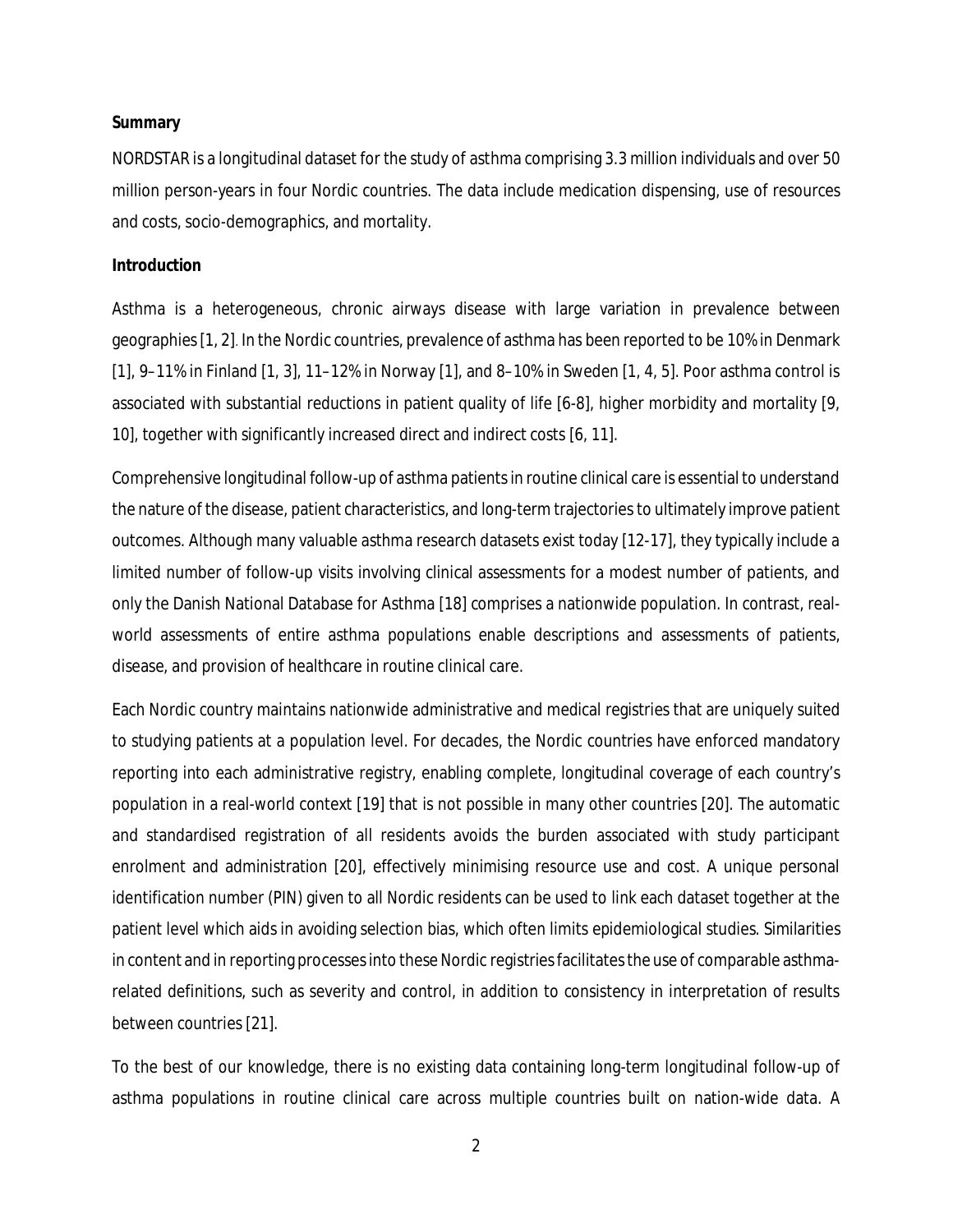**Summary**

NORDSTAR is a longitudinal dataset for the study of asthma comprising 3.3 million individuals and over 50 million person-years in four Nordic countries. The data include medication dispensing, use of resources and costs, socio-demographics, and mortality.

**Introduction**

Asthma is a heterogeneous, chronic airways disease with large variation in prevalence between geographies [1, 2]. In the Nordic countries, prevalence of asthma has been reported to be 10% in Denmark [1], 9–11% in Finland [1, 3], 11–12% in Norway [1], and 8–10% in Sweden [1, 4, 5]. Poor asthma control is associated with substantial reductions in patient quality of life [6-8], higher morbidity and mortality [9, 10], together with significantly increased direct and indirect costs [6, 11].

Comprehensive longitudinal follow-up of asthma patients in routine clinical care is essential to understand the nature of the disease, patient characteristics, and long-term trajectories to ultimately improve patient outcomes. Although many valuable asthma research datasets exist today [12-17], they typically include a limited number of follow-up visits involving clinical assessments for a modest number of patients, and only the Danish National Database for Asthma [18] comprises a nationwide population. In contrast, real-world assessments of entire asthma populations enable descriptions and assessments of patients, disease, and provision of healthcare in routine clinical care.

Each Nordic country maintains nationwide administrative and medical registries that are uniquely suited to studying patients at a population level. For decades, the Nordic countries have enforced mandatory reporting into each administrative registry, enabling complete, longitudinal coverage of each country's population in a real-world context [19] that is not possible in many other countries [20]. The automatic and standardised registration of all residents avoids the burden associated with study participant enrolment and administration [20], effectively minimising resource use and cost. A unique personal identification number (PIN) given to all Nordic residents can be used to link each dataset together at the patient level which aids in avoiding selection bias, which often limits epidemiological studies. Similarities in content and in reporting processes into these Nordic registries facilitates the use of comparable asthma-related definitions, such as severity and control, in addition to consistency in interpretation of results between countries [21].

To the best of our knowledge, there is no existing data containing long-term longitudinal follow-up of asthma populations in routine clinical care across multiple countries built on nation-wide data. A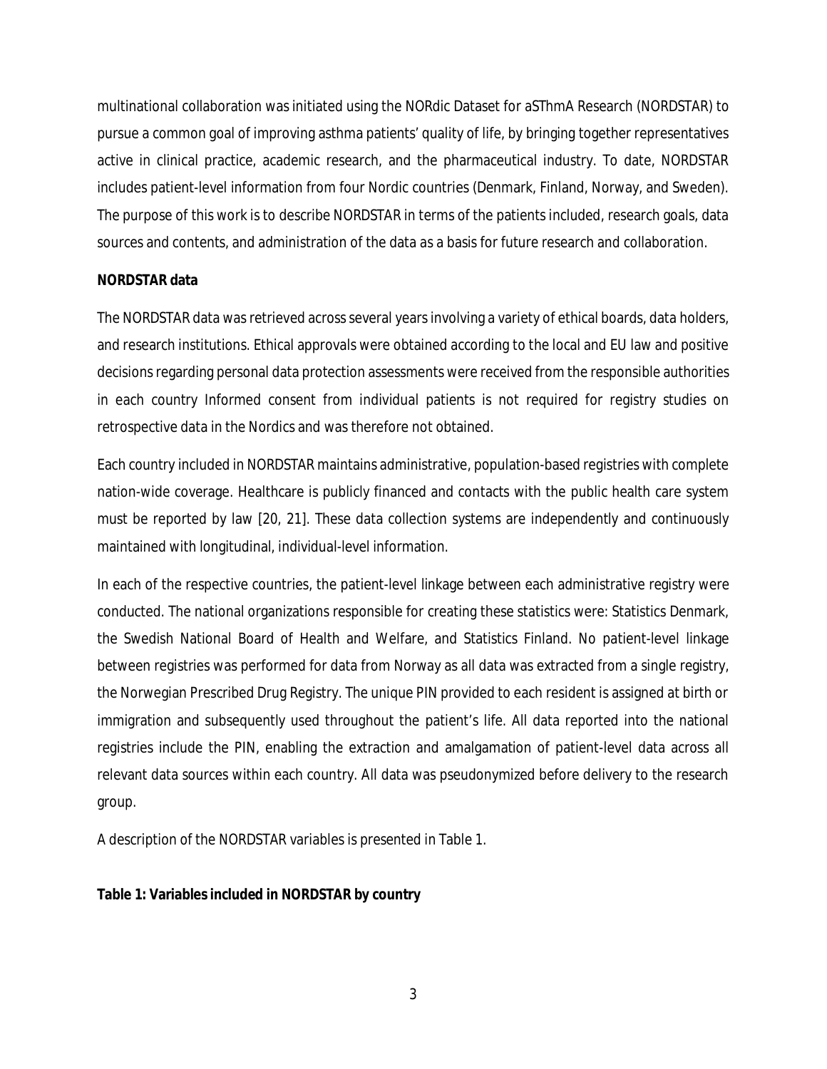multinational collaboration was initiated using the NORdic Dataset for aSThmA Research (NORDSTAR) to pursue a common goal of improving asthma patients' quality of life, by bringing together representatives active in clinical practice, academic research, and the pharmaceutical industry. To date, NORDSTAR includes patient-level information from four Nordic countries (Denmark, Finland, Norway, and Sweden). The purpose of this work is to describe NORDSTAR in terms of the patients included, research goals, data sources and contents, and administration of the data as a basis for future research and collaboration.

**NORDSTAR data**

The NORDSTAR data was retrieved across several years involving a variety of ethical boards, data holders, and research institutions. Ethical approvals were obtained according to the local and EU law and positive decisions regarding personal data protection assessments were received from the responsible authorities in each country Informed consent from individual patients is not required for registry studies on retrospective data in the Nordics and was therefore not obtained.

Each country included in NORDSTAR maintains administrative, population-based registries with complete nation-wide coverage. Healthcare is publicly financed and contacts with the public health care system must be reported by law [20, 21]. These data collection systems are independently and continuously maintained with longitudinal, individual-level information.

In each of the respective countries, the patient-level linkage between each administrative registry were conducted. The national organizations responsible for creating these statistics were: Statistics Denmark, the Swedish National Board of Health and Welfare, and Statistics Finland. No patient-level linkage between registries was performed for data from Norway as all data was extracted from a single registry, the Norwegian Prescribed Drug Registry. The unique PIN provided to each resident is assigned at birth or immigration and subsequently used throughout the patient's life. All data reported into the national registries include the PIN, enabling the extraction and amalgamation of patient-level data across all relevant data sources within each country. All data was pseudonymized before delivery to the research group.

A description of the NORDSTAR variables is presented in Table 1.

**Table 1: Variables included in NORDSTAR by country**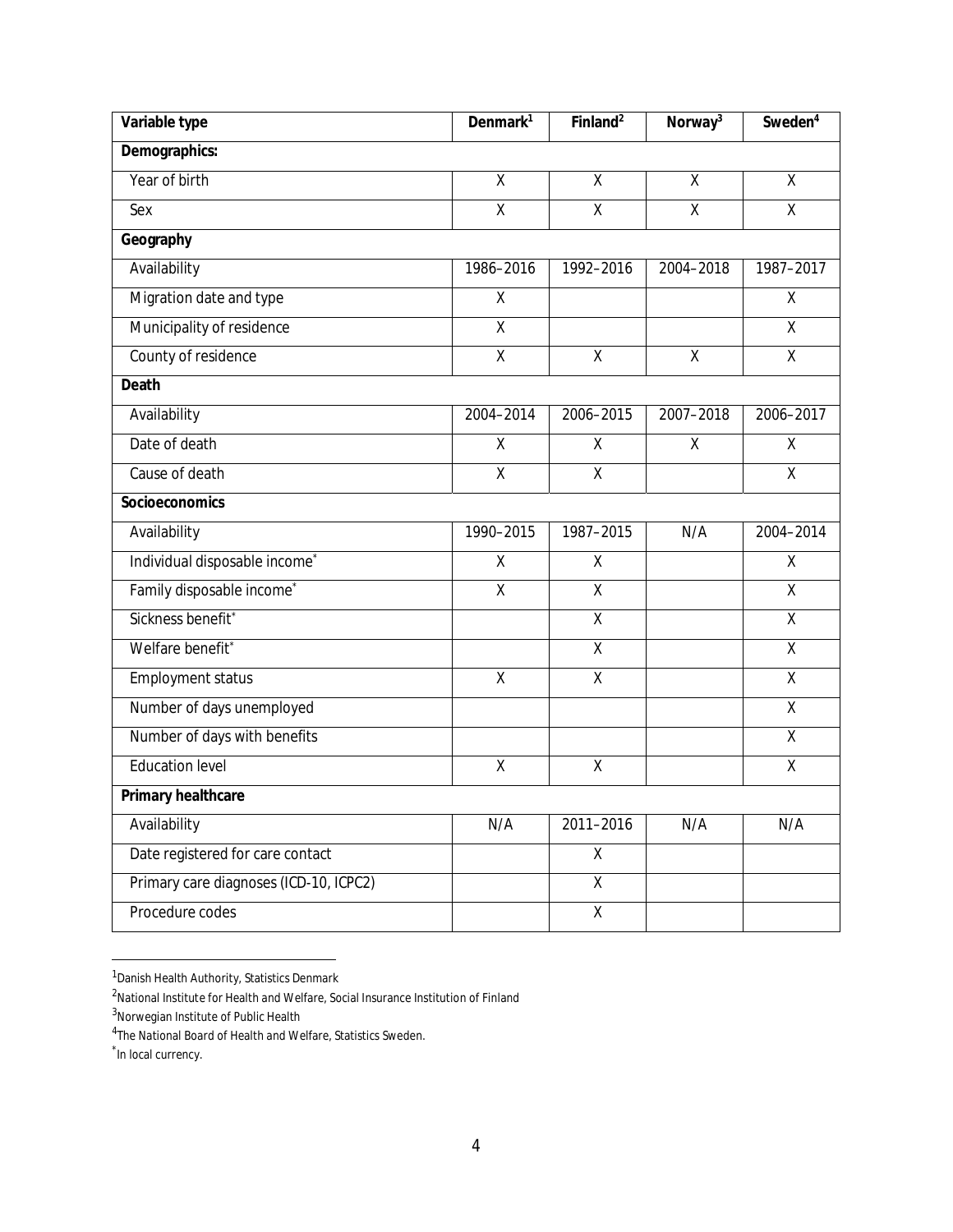| Variable type | Denmark[1] | Finland[2] | Norway[3] | Sweden[4] |
|---|---|---|---|---|
| **Demographics:** | | | | |
| Year of birth | X | X | X | X |
| Sex | X | X | X | X |
| **Geography** | | | | |
| Availability | 1986–2016 | 1992–2016 | 2004–2018 | 1987–2017 |
| Migration date and type | X | | | X |
| Municipality of residence | X | | | X |
| County of residence | X | X | X | X |
| **Death** | | | | |
| Availability | 2004–2014 | 2006–2015 | 2007–2018 | 2006–2017 |
| Date of death | X | X | X | X |
| Cause of death | X | X | | X |
| **Socioeconomics** | | | | |
| Availability | 1990–2015 | 1987–2015 | N/A | 2004–2014 |
| Individual disposable income* | X | X | | X |
| Family disposable income* | X | X | | X |
| Sickness benefit* | | X | | X |
| Welfare benefit* | | X | | X |
| Employment status | X | X | | X |
| Number of days unemployed | | | | X |
| Number of days with benefits | | | | X |
| Education level | X | X | | X |
| **Primary healthcare** | | | | |
| Availability | N/A | 2011–2016 | N/A | N/A |
| Date registered for care contact | | X | | |
| Primary care diagnoses (ICD-10, ICPC2) | | X | | |
| Procedure codes | | X | | |

[1] Danish Health Authority, Statistics Denmark

[2] National Institute for Health and Welfare, Social Insurance Institution of Finland

[3] Norwegian Institute of Public Health

[4] The National Board of Health and Welfare, Statistics Sweden.

* In local currency.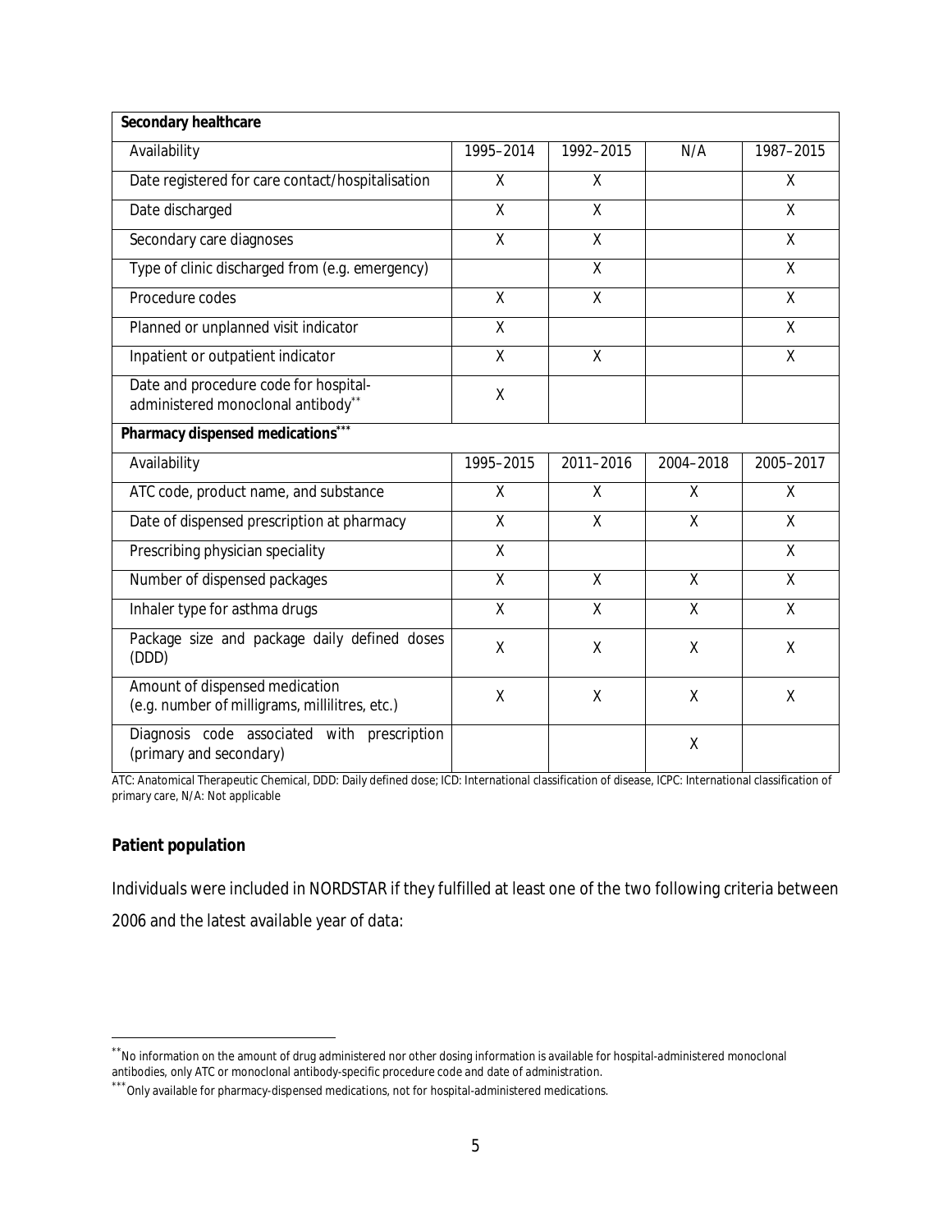| Secondary healthcare | | | | |
|---|---|---|---|---|
| Availability | 1995–2014 | 1992–2015 | N/A | 1987–2015 |
| Date registered for care contact/hospitalisation | X | X | | X |
| Date discharged | X | X | | X |
| Secondary care diagnoses | X | X | | X |
| Type of clinic discharged from (e.g. emergency) | | X | | X |
| Procedure codes | X | X | | X |
| Planned or unplanned visit indicator | X | | | X |
| Inpatient or outpatient indicator | X | X | | X |
| Date and procedure code for hospital-administered monoclonal antibody** | X | | | |
| **Pharmacy dispensed medications***** | | | | |
| Availability | 1995–2015 | 2011–2016 | 2004–2018 | 2005–2017 |
| ATC code, product name, and substance | X | X | X | X |
| Date of dispensed prescription at pharmacy | X | X | X | X |
| Prescribing physician speciality | X | | | X |
| Number of dispensed packages | X | X | X | X |
| Inhaler type for asthma drugs | X | X | X | X |
| Package size and package daily defined doses (DDD) | X | X | X | X |
| Amount of dispensed medication (e.g. number of milligrams, millilitres, etc.) | X | X | X | X |
| Diagnosis code associated with prescription (primary and secondary) | | | X | |

ATC: Anatomical Therapeutic Chemical, DDD: Daily defined dose; ICD: International classification of disease, ICPC: International classification of primary care, N/A: Not applicable

**Patient population**

Individuals were included in NORDSTAR if they fulfilled at least one of the two following criteria between 2006 and the latest available year of data:

** No information on the amount of drug administered nor other dosing information is available for hospital-administered monoclonal antibodies, only ATC or monoclonal antibody-specific procedure code and date of administration.

*** Only available for pharmacy-dispensed medications, not for hospital-administered medications.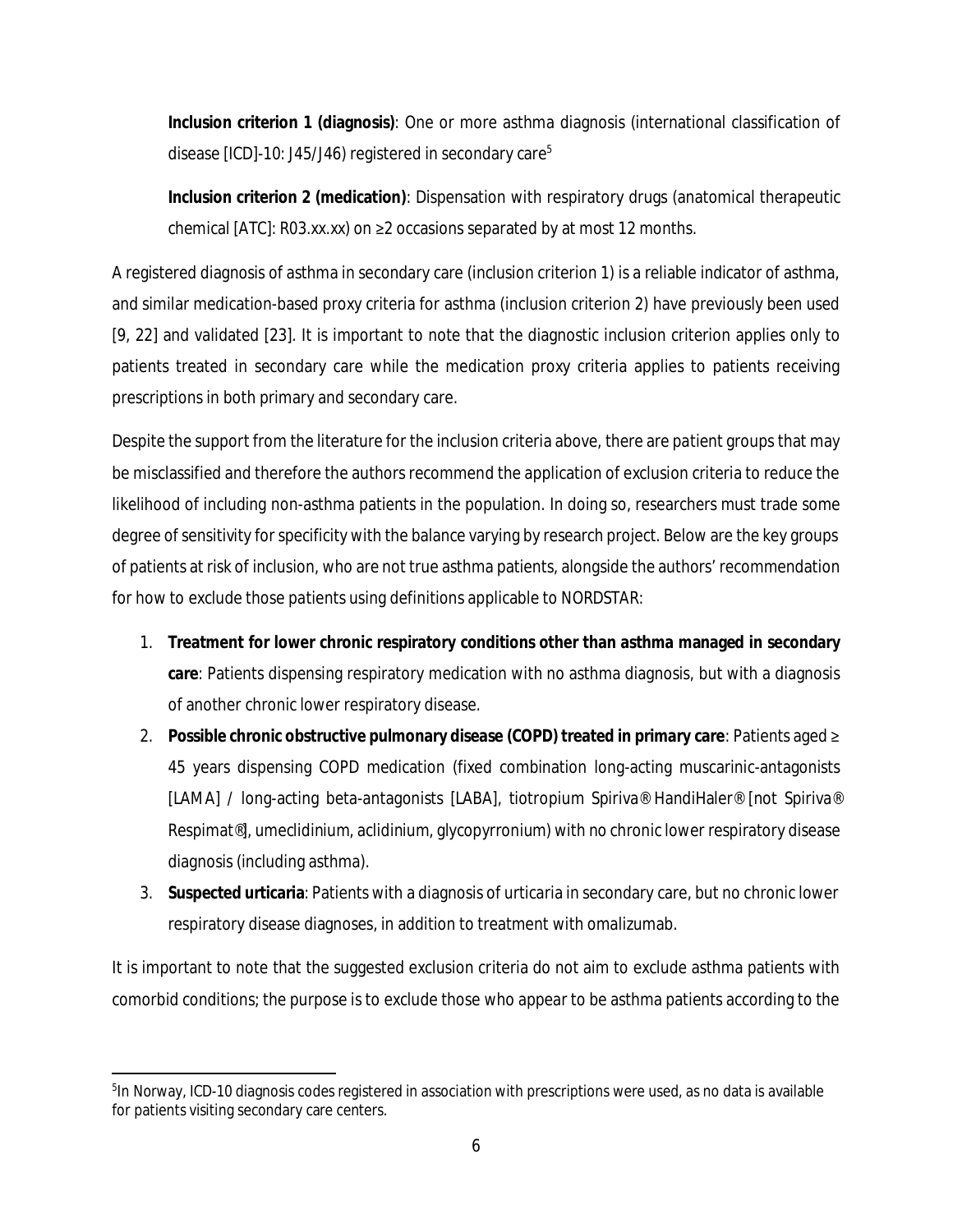**Inclusion criterion 1 (diagnosis)**: One or more asthma diagnosis (international classification of disease [ICD]-10: J45/J46) registered in secondary care[5]

**Inclusion criterion 2 (medication)**: Dispensation with respiratory drugs (anatomical therapeutic chemical [ATC]: R03.xx.xx) on ≥2 occasions separated by at most 12 months.

A registered diagnosis of asthma in secondary care (inclusion criterion 1) is a reliable indicator of asthma, and similar medication-based proxy criteria for asthma (inclusion criterion 2) have previously been used [9, 22] and validated [23]. It is important to note that the diagnostic inclusion criterion applies only to patients treated in secondary care while the medication proxy criteria applies to patients receiving prescriptions in both primary and secondary care.

Despite the support from the literature for the inclusion criteria above, there are patient groups that may be misclassified and therefore the authors recommend the application of exclusion criteria to reduce the likelihood of including non-asthma patients in the population. In doing so, researchers must trade some degree of sensitivity for specificity with the balance varying by research project. Below are the key groups of patients at risk of inclusion, who are not true asthma patients, alongside the authors' recommendation for how to exclude those patients using definitions applicable to NORDSTAR:

1. **Treatment for lower chronic respiratory conditions other than asthma managed in secondary care**: Patients dispensing respiratory medication with no asthma diagnosis, but with a diagnosis of another chronic lower respiratory disease.
2. **Possible chronic obstructive pulmonary disease (COPD) treated in primary care**: Patients aged ≥ 45 years dispensing COPD medication (fixed combination long-acting muscarinic-antagonists [LAMA] / long-acting beta-antagonists [LABA], tiotropium Spiriva® HandiHaler® [not Spiriva® Respimat®], umeclidinium, aclidinium, glycopyrronium) with no chronic lower respiratory disease diagnosis (including asthma).
3. **Suspected urticaria**: Patients with a diagnosis of urticaria in secondary care, but no chronic lower respiratory disease diagnoses, in addition to treatment with omalizumab.

It is important to note that the suggested exclusion criteria do not aim to exclude asthma patients with comorbid conditions; the purpose is to exclude those who appear to be asthma patients according to the

[5] In Norway, ICD-10 diagnosis codes registered in association with prescriptions were used, as no data is available for patients visiting secondary care centers.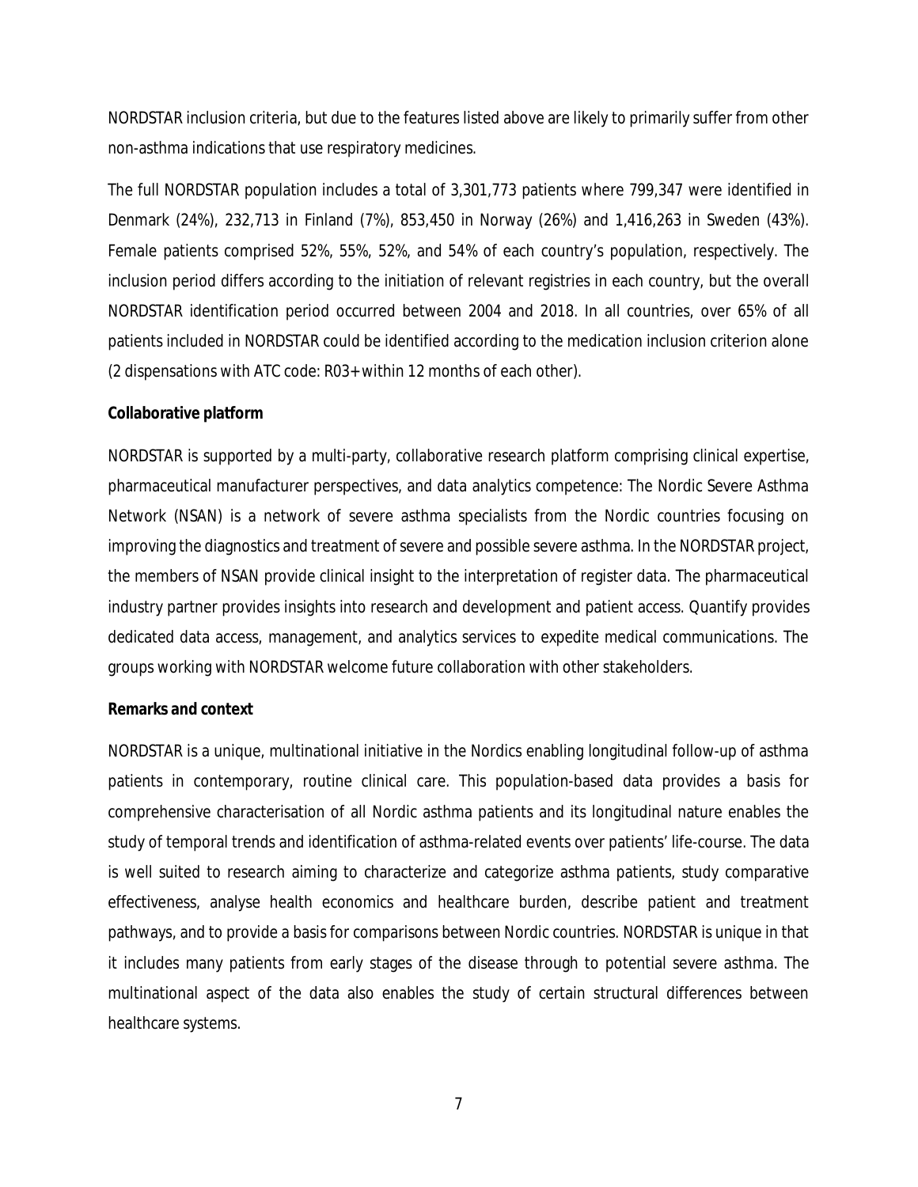NORDSTAR inclusion criteria, but due to the features listed above are likely to primarily suffer from other non-asthma indications that use respiratory medicines.

The full NORDSTAR population includes a total of 3,301,773 patients where 799,347 were identified in Denmark (24%), 232,713 in Finland (7%), 853,450 in Norway (26%) and 1,416,263 in Sweden (43%). Female patients comprised 52%, 55%, 52%, and 54% of each country's population, respectively. The inclusion period differs according to the initiation of relevant registries in each country, but the overall NORDSTAR identification period occurred between 2004 and 2018. In all countries, over 65% of all patients included in NORDSTAR could be identified according to the medication inclusion criterion alone (2 dispensations with ATC code: R03+ within 12 months of each other).

**Collaborative platform**

NORDSTAR is supported by a multi-party, collaborative research platform comprising clinical expertise, pharmaceutical manufacturer perspectives, and data analytics competence: The Nordic Severe Asthma Network (NSAN) is a network of severe asthma specialists from the Nordic countries focusing on improving the diagnostics and treatment of severe and possible severe asthma. In the NORDSTAR project, the members of NSAN provide clinical insight to the interpretation of register data. The pharmaceutical industry partner provides insights into research and development and patient access. Quantify provides dedicated data access, management, and analytics services to expedite medical communications. The groups working with NORDSTAR welcome future collaboration with other stakeholders.

**Remarks and context**

NORDSTAR is a unique, multinational initiative in the Nordics enabling longitudinal follow-up of asthma patients in contemporary, routine clinical care. This population-based data provides a basis for comprehensive characterisation of all Nordic asthma patients and its longitudinal nature enables the study of temporal trends and identification of asthma-related events over patients' life-course. The data is well suited to research aiming to characterize and categorize asthma patients, study comparative effectiveness, analyse health economics and healthcare burden, describe patient and treatment pathways, and to provide a basis for comparisons between Nordic countries. NORDSTAR is unique in that it includes many patients from early stages of the disease through to potential severe asthma. The multinational aspect of the data also enables the study of certain structural differences between healthcare systems.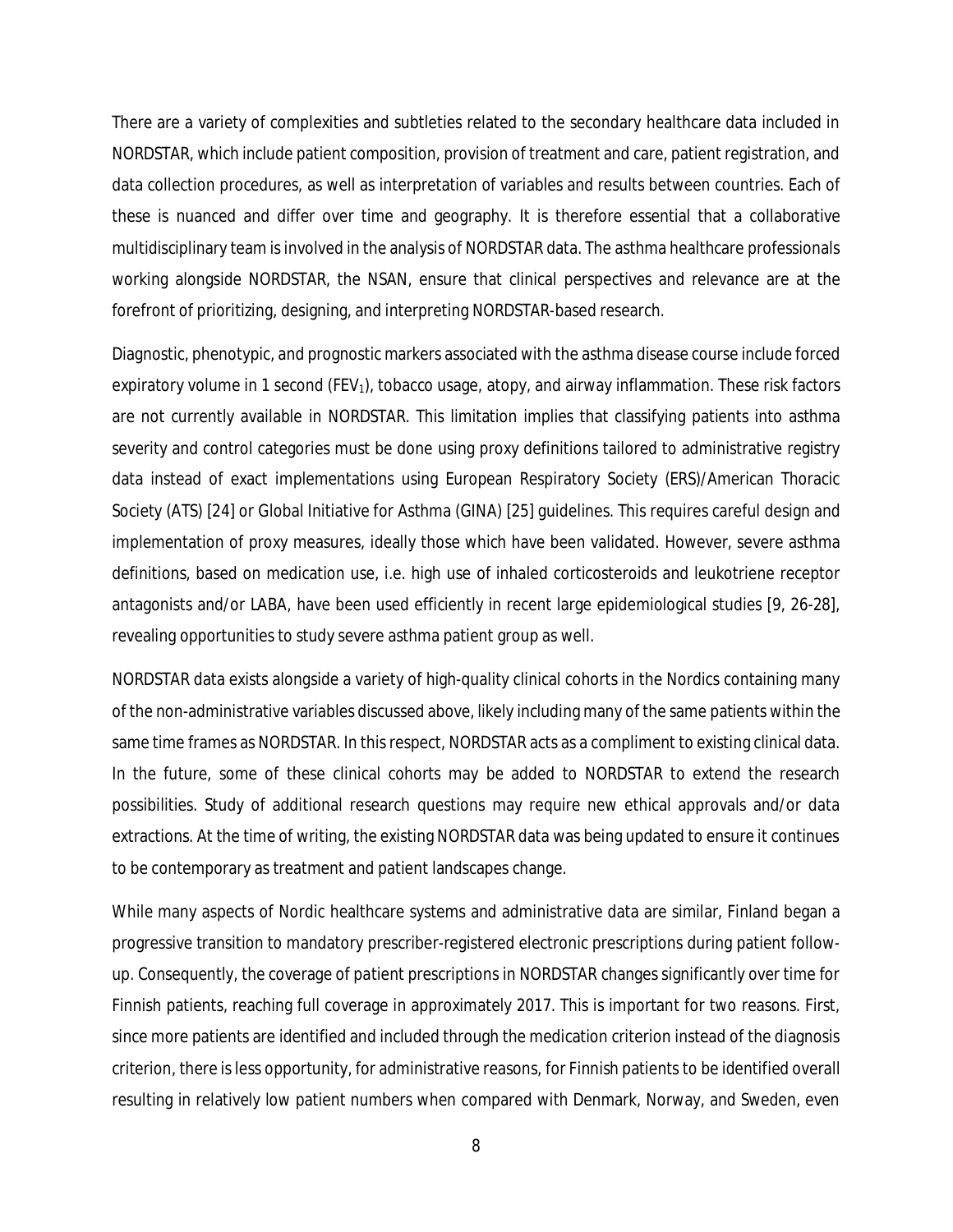There are a variety of complexities and subtleties related to the secondary healthcare data included in NORDSTAR, which include patient composition, provision of treatment and care, patient registration, and data collection procedures, as well as interpretation of variables and results between countries. Each of these is nuanced and differ over time and geography. It is therefore essential that a collaborative multidisciplinary team is involved in the analysis of NORDSTAR data. The asthma healthcare professionals working alongside NORDSTAR, the NSAN, ensure that clinical perspectives and relevance are at the forefront of prioritizing, designing, and interpreting NORDSTAR-based research.

Diagnostic, phenotypic, and prognostic markers associated with the asthma disease course include forced expiratory volume in 1 second ($FEV_1$), tobacco usage, atopy, and airway inflammation. These risk factors are not currently available in NORDSTAR. This limitation implies that classifying patients into asthma severity and control categories must be done using proxy definitions tailored to administrative registry data instead of exact implementations using European Respiratory Society (ERS)/American Thoracic Society (ATS) [24] or Global Initiative for Asthma (GINA) [25] guidelines. This requires careful design and implementation of proxy measures, ideally those which have been validated. However, severe asthma definitions, based on medication use, i.e. high use of inhaled corticosteroids and leukotriene receptor antagonists and/or LABA, have been used efficiently in recent large epidemiological studies [9, 26-28], revealing opportunities to study severe asthma patient group as well.

NORDSTAR data exists alongside a variety of high-quality clinical cohorts in the Nordics containing many of the non-administrative variables discussed above, likely including many of the same patients within the same time frames as NORDSTAR. In this respect, NORDSTAR acts as a compliment to existing clinical data. In the future, some of these clinical cohorts may be added to NORDSTAR to extend the research possibilities. Study of additional research questions may require new ethical approvals and/or data extractions. At the time of writing, the existing NORDSTAR data was being updated to ensure it continues to be contemporary as treatment and patient landscapes change.

While many aspects of Nordic healthcare systems and administrative data are similar, Finland began a progressive transition to mandatory prescriber-registered electronic prescriptions during patient follow-up. Consequently, the coverage of patient prescriptions in NORDSTAR changes significantly over time for Finnish patients, reaching full coverage in approximately 2017. This is important for two reasons. First, since more patients are identified and included through the medication criterion instead of the diagnosis criterion, there is less opportunity, for administrative reasons, for Finnish patients to be identified overall resulting in relatively low patient numbers when compared with Denmark, Norway, and Sweden, even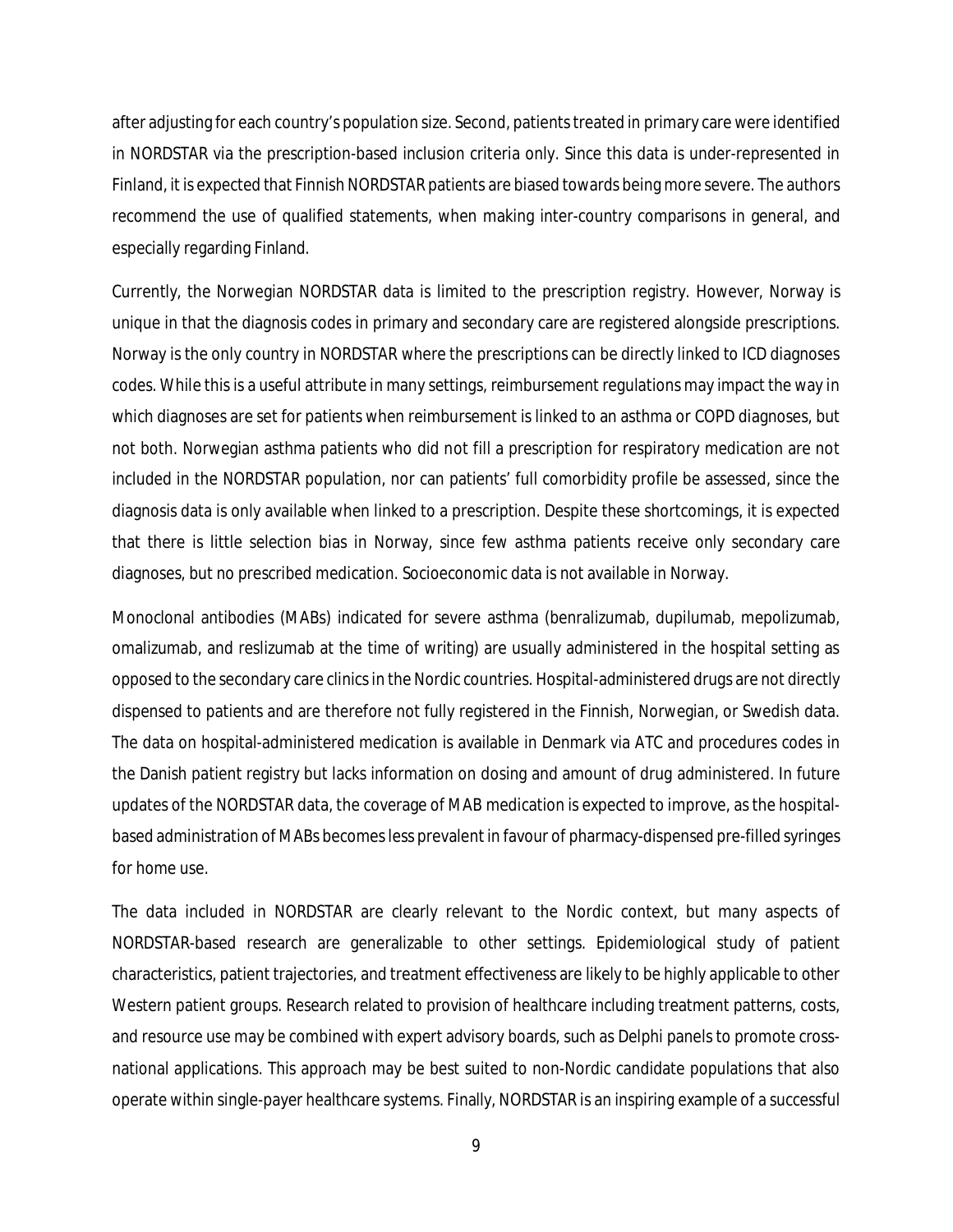after adjusting for each country's population size. Second, patients treated in primary care were identified in NORDSTAR via the prescription-based inclusion criteria only. Since this data is under-represented in Finland, it is expected that Finnish NORDSTAR patients are biased towards being more severe. The authors recommend the use of qualified statements, when making inter-country comparisons in general, and especially regarding Finland.

Currently, the Norwegian NORDSTAR data is limited to the prescription registry. However, Norway is unique in that the diagnosis codes in primary and secondary care are registered alongside prescriptions. Norway is the only country in NORDSTAR where the prescriptions can be directly linked to ICD diagnoses codes. While this is a useful attribute in many settings, reimbursement regulations may impact the way in which diagnoses are set for patients when reimbursement is linked to an asthma or COPD diagnoses, but not both. Norwegian asthma patients who did not fill a prescription for respiratory medication are not included in the NORDSTAR population, nor can patients' full comorbidity profile be assessed, since the diagnosis data is only available when linked to a prescription. Despite these shortcomings, it is expected that there is little selection bias in Norway, since few asthma patients receive only secondary care diagnoses, but no prescribed medication. Socioeconomic data is not available in Norway.

Monoclonal antibodies (MABs) indicated for severe asthma (benralizumab, dupilumab, mepolizumab, omalizumab, and reslizumab at the time of writing) are usually administered in the hospital setting as opposed to the secondary care clinics in the Nordic countries. Hospital-administered drugs are not directly dispensed to patients and are therefore not fully registered in the Finnish, Norwegian, or Swedish data. The data on hospital-administered medication is available in Denmark via ATC and procedures codes in the Danish patient registry but lacks information on dosing and amount of drug administered. In future updates of the NORDSTAR data, the coverage of MAB medication is expected to improve, as the hospital-based administration of MABs becomes less prevalent in favour of pharmacy-dispensed pre-filled syringes for home use.

The data included in NORDSTAR are clearly relevant to the Nordic context, but many aspects of NORDSTAR-based research are generalizable to other settings. Epidemiological study of patient characteristics, patient trajectories, and treatment effectiveness are likely to be highly applicable to other Western patient groups. Research related to provision of healthcare including treatment patterns, costs, and resource use may be combined with expert advisory boards, such as Delphi panels to promote cross-national applications. This approach may be best suited to non-Nordic candidate populations that also operate within single-payer healthcare systems. Finally, NORDSTAR is an inspiring example of a successful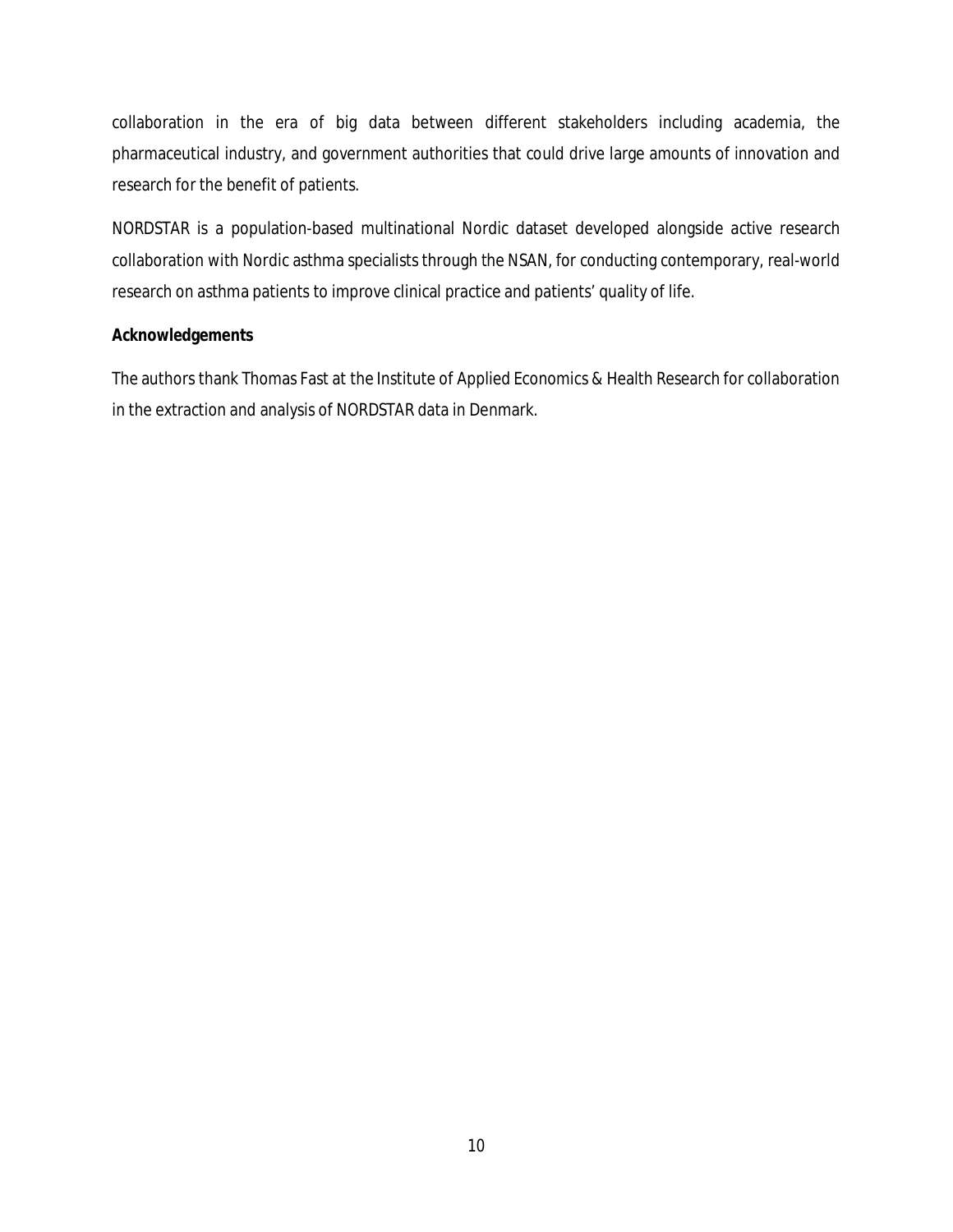collaboration in the era of big data between different stakeholders including academia, the pharmaceutical industry, and government authorities that could drive large amounts of innovation and research for the benefit of patients.

NORDSTAR is a population-based multinational Nordic dataset developed alongside active research collaboration with Nordic asthma specialists through the NSAN, for conducting contemporary, real-world research on asthma patients to improve clinical practice and patients' quality of life.

**Acknowledgements**

The authors thank Thomas Fast at the Institute of Applied Economics & Health Research for collaboration in the extraction and analysis of NORDSTAR data in Denmark.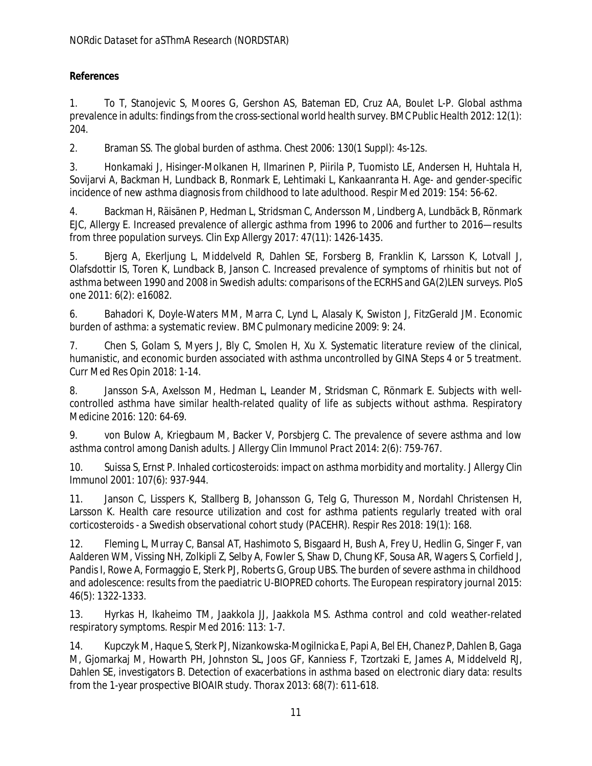**References**

1. To T, Stanojevic S, Moores G, Gershon AS, Bateman ED, Cruz AA, Boulet L-P. Global asthma prevalence in adults: findings from the cross-sectional world health survey. *BMC Public Health* 2012: 12(1): 204.

2. Braman SS. The global burden of asthma. *Chest* 2006: 130(1 Suppl): 4s-12s.

3. Honkamaki J, Hisinger-Molkanen H, Ilmarinen P, Piirila P, Tuomisto LE, Andersen H, Huhtala H, Sovijarvi A, Backman H, Lundback B, Ronmark E, Lehtimaki L, Kankaanranta H. Age- and gender-specific incidence of new asthma diagnosis from childhood to late adulthood. *Respir Med* 2019: 154: 56-62.

4. Backman H, Räisänen P, Hedman L, Stridsman C, Andersson M, Lindberg A, Lundbäck B, Rönmark EJC, Allergy E. Increased prevalence of allergic asthma from 1996 to 2006 and further to 2016—results from three population surveys. *Clin Exp Allergy* 2017: 47(11): 1426-1435.

5. Bjerg A, Ekerljung L, Middelveld R, Dahlen SE, Forsberg B, Franklin K, Larsson K, Lotvall J, Olafsdottir IS, Toren K, Lundback B, Janson C. Increased prevalence of symptoms of rhinitis but not of asthma between 1990 and 2008 in Swedish adults: comparisons of the ECRHS and GA(2)LEN surveys. *PloS one* 2011: 6(2): e16082.

6. Bahadori K, Doyle-Waters MM, Marra C, Lynd L, Alasaly K, Swiston J, FitzGerald JM. Economic burden of asthma: a systematic review. *BMC pulmonary medicine* 2009: 9: 24.

7. Chen S, Golam S, Myers J, Bly C, Smolen H, Xu X. Systematic literature review of the clinical, humanistic, and economic burden associated with asthma uncontrolled by GINA Steps 4 or 5 treatment. *Curr Med Res Opin* 2018: 1-14.

8. Jansson S-A, Axelsson M, Hedman L, Leander M, Stridsman C, Rönmark E. Subjects with well-controlled asthma have similar health-related quality of life as subjects without asthma. *Respiratory Medicine* 2016: 120: 64-69.

9. von Bulow A, Kriegbaum M, Backer V, Porsbjerg C. The prevalence of severe asthma and low asthma control among Danish adults. *J Allergy Clin Immunol Pract* 2014: 2(6): 759-767.

10. Suissa S, Ernst P. Inhaled corticosteroids: impact on asthma morbidity and mortality. *J Allergy Clin Immunol* 2001: 107(6): 937-944.

11. Janson C, Lisspers K, Stallberg B, Johansson G, Telg G, Thuresson M, Nordahl Christensen H, Larsson K. Health care resource utilization and cost for asthma patients regularly treated with oral corticosteroids - a Swedish observational cohort study (PACEHR). *Respir Res* 2018: 19(1): 168.

12. Fleming L, Murray C, Bansal AT, Hashimoto S, Bisgaard H, Bush A, Frey U, Hedlin G, Singer F, van Aalderen WM, Vissing NH, Zolkipli Z, Selby A, Fowler S, Shaw D, Chung KF, Sousa AR, Wagers S, Corfield J, Pandis I, Rowe A, Formaggio E, Sterk PJ, Roberts G, Group UBS. The burden of severe asthma in childhood and adolescence: results from the paediatric U-BIOPRED cohorts. *The European respiratory journal* 2015: 46(5): 1322-1333.

13. Hyrkas H, Ikaheimo TM, Jaakkola JJ, Jaakkola MS. Asthma control and cold weather-related respiratory symptoms. *Respir Med* 2016: 113: 1-7.

14. Kupczyk M, Haque S, Sterk PJ, Nizankowska-Mogilnicka E, Papi A, Bel EH, Chanez P, Dahlen B, Gaga M, Gjomarkaj M, Howarth PH, Johnston SL, Joos GF, Kanniess F, Tzortzaki E, James A, Middelveld RJ, Dahlen SE, investigators B. Detection of exacerbations in asthma based on electronic diary data: results from the 1-year prospective BIOAIR study. *Thorax* 2013: 68(7): 611-618.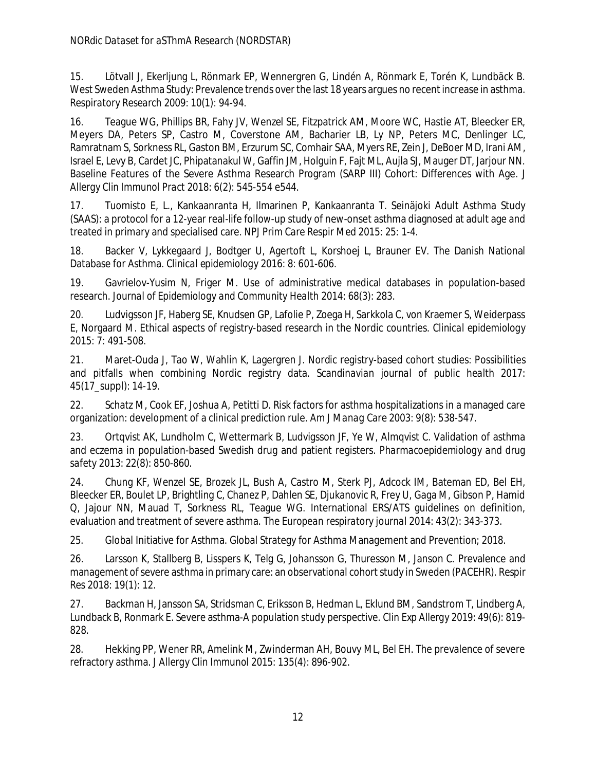15. Lötvall J, Ekerljung L, Rönmark EP, Wennergren G, Lindén A, Rönmark E, Torén K, Lundbäck B. West Sweden Asthma Study: Prevalence trends over the last 18 years argues no recent increase in asthma. *Respiratory Research* 2009: 10(1): 94-94.

16. Teague WG, Phillips BR, Fahy JV, Wenzel SE, Fitzpatrick AM, Moore WC, Hastie AT, Bleecker ER, Meyers DA, Peters SP, Castro M, Coverstone AM, Bacharier LB, Ly NP, Peters MC, Denlinger LC, Ramratnam S, Sorkness RL, Gaston BM, Erzurum SC, Comhair SAA, Myers RE, Zein J, DeBoer MD, Irani AM, Israel E, Levy B, Cardet JC, Phipatanakul W, Gaffin JM, Holguin F, Fajt ML, Aujla SJ, Mauger DT, Jarjour NN. Baseline Features of the Severe Asthma Research Program (SARP III) Cohort: Differences with Age. *J Allergy Clin Immunol Pract* 2018: 6(2): 545-554 e544.

17. Tuomisto E, L., Kankaanranta H, Ilmarinen P, Kankaanranta T. Seinäjoki Adult Asthma Study (SAAS): a protocol for a 12-year real-life follow-up study of new-onset asthma diagnosed at adult age and treated in primary and specialised care. *NPJ Prim Care Respir Med* 2015: 25: 1-4.

18. Backer V, Lykkegaard J, Bodtger U, Agertoft L, Korshoej L, Brauner EV. The Danish National Database for Asthma. *Clinical epidemiology* 2016: 8: 601-606.

19. Gavrielov-Yusim N, Friger M. Use of administrative medical databases in population-based research. *Journal of Epidemiology and Community Health* 2014: 68(3): 283.

20. Ludvigsson JF, Haberg SE, Knudsen GP, Lafolie P, Zoega H, Sarkkola C, von Kraemer S, Weiderpass E, Norgaard M. Ethical aspects of registry-based research in the Nordic countries. *Clinical epidemiology* 2015: 7: 491-508.

21. Maret-Ouda J, Tao W, Wahlin K, Lagergren J. Nordic registry-based cohort studies: Possibilities and pitfalls when combining Nordic registry data. *Scandinavian journal of public health* 2017: 45(17_suppl): 14-19.

22. Schatz M, Cook EF, Joshua A, Petitti D. Risk factors for asthma hospitalizations in a managed care organization: development of a clinical prediction rule. *Am J Manag Care* 2003: 9(8): 538-547.

23. Ortqvist AK, Lundholm C, Wettermark B, Ludvigsson JF, Ye W, Almqvist C. Validation of asthma and eczema in population-based Swedish drug and patient registers. *Pharmacoepidemiology and drug safety* 2013: 22(8): 850-860.

24. Chung KF, Wenzel SE, Brozek JL, Bush A, Castro M, Sterk PJ, Adcock IM, Bateman ED, Bel EH, Bleecker ER, Boulet LP, Brightling C, Chanez P, Dahlen SE, Djukanovic R, Frey U, Gaga M, Gibson P, Hamid Q, Jajour NN, Mauad T, Sorkness RL, Teague WG. International ERS/ATS guidelines on definition, evaluation and treatment of severe asthma. *The European respiratory journal* 2014: 43(2): 343-373.

25. Global Initiative for Asthma. Global Strategy for Asthma Management and Prevention; 2018.

26. Larsson K, Stallberg B, Lisspers K, Telg G, Johansson G, Thuresson M, Janson C. Prevalence and management of severe asthma in primary care: an observational cohort study in Sweden (PACEHR). *Respir Res* 2018: 19(1): 12.

27. Backman H, Jansson SA, Stridsman C, Eriksson B, Hedman L, Eklund BM, Sandstrom T, Lindberg A, Lundback B, Ronmark E. Severe asthma-A population study perspective. *Clin Exp Allergy* 2019: 49(6): 819-828.

28. Hekking PP, Wener RR, Amelink M, Zwinderman AH, Bouvy ML, Bel EH. The prevalence of severe refractory asthma. *J Allergy Clin Immunol* 2015: 135(4): 896-902.